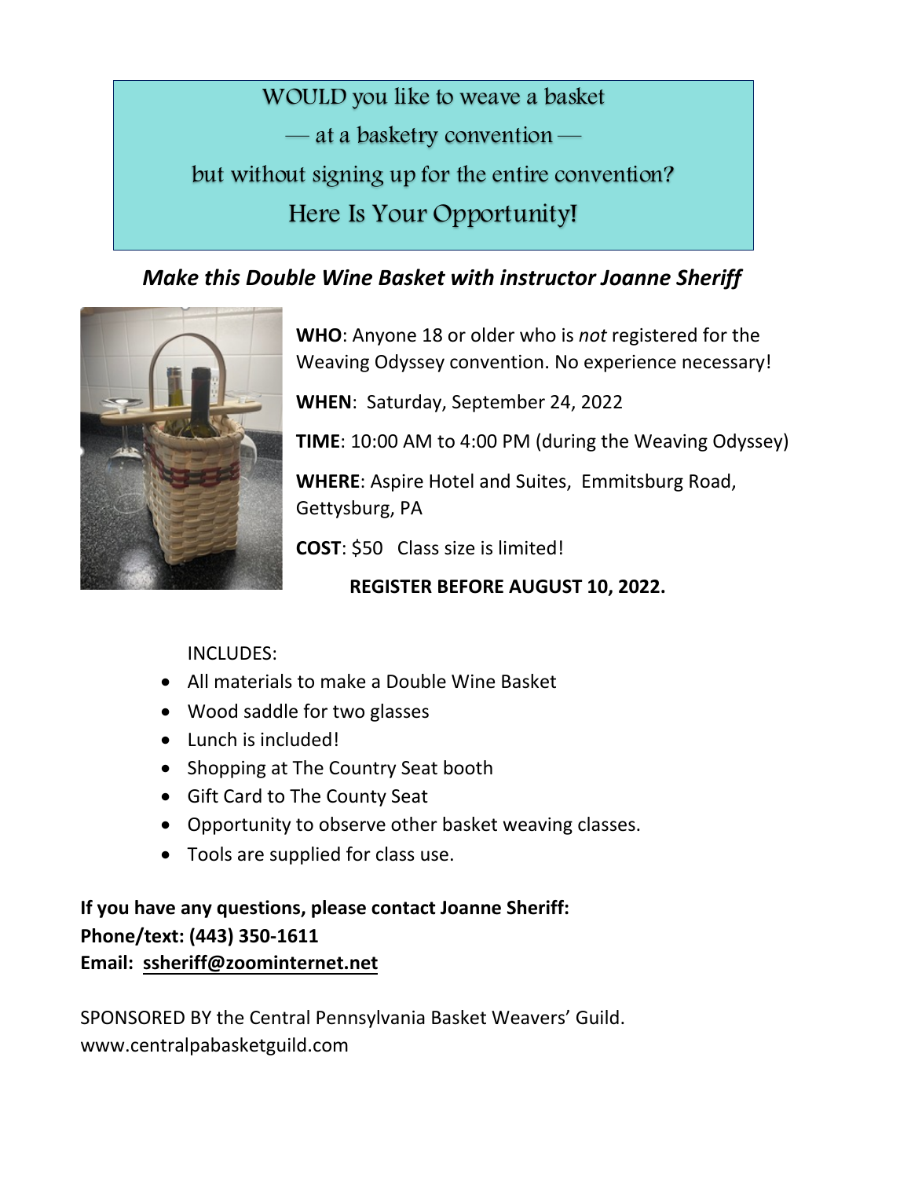WOULD you like to weave a basket

— at a basketry convention —

but without signing up for the entire convention?

Here Is Your Opportunity!

***Make this Double Wine Basket with instructor Joanne Sheriff***

**WHO**: Anyone 18 or older who is *not* registered for the Weaving Odyssey convention. No experience necessary!

**WHEN**: Saturday, September 24, 2022

**TIME**: 10:00 AM to 4:00 PM (during the Weaving Odyssey)

**WHERE**: Aspire Hotel and Suites, Emmitsburg Road, Gettysburg, PA

**COST**: $50 Class size is limited!

**REGISTER BEFORE AUGUST 10, 2022.**

INCLUDES:

- All materials to make a Double Wine Basket
- Wood saddle for two glasses
- Lunch is included!
- Shopping at The Country Seat booth
- Gift Card to The County Seat
- Opportunity to observe other basket weaving classes.
- Tools are supplied for class use.

**If you have any questions, please contact Joanne Sheriff:**
**Phone/text: (443) 350-1611**
**Email: ssheriff@zoominternet.net**

SPONSORED BY the Central Pennsylvania Basket Weavers' Guild.
www.centralpabasketguild.com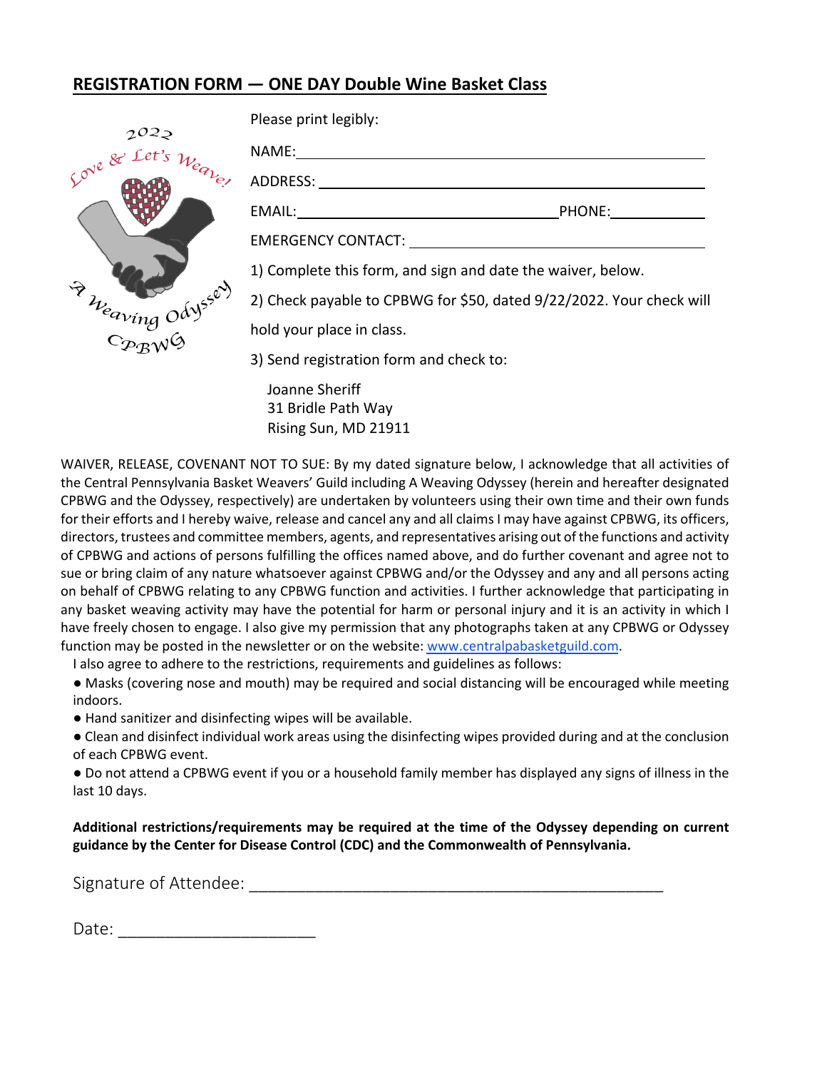## REGISTRATION FORM — ONE DAY Double Wine Basket Class

2022
Love & Let's Weave!
A Weaving Odyssey
CPBWG

Please print legibly:

NAME: ______________________________________________

ADDRESS: ______________________________________________

EMAIL: ______________________________ PHONE: ____________

EMERGENCY CONTACT: ______________________________________

1) Complete this form, and sign and date the waiver, below.

2) Check payable to CPBWG for $50, dated 9/22/2022. Your check will hold your place in class.

3) Send registration form and check to:

Joanne Sheriff
31 Bridle Path Way
Rising Sun, MD 21911

WAIVER, RELEASE, COVENANT NOT TO SUE: By my dated signature below, I acknowledge that all activities of the Central Pennsylvania Basket Weavers' Guild including A Weaving Odyssey (herein and hereafter designated CPBWG and the Odyssey, respectively) are undertaken by volunteers using their own time and their own funds for their efforts and I hereby waive, release and cancel any and all claims I may have against CPBWG, its officers, directors, trustees and committee members, agents, and representatives arising out of the functions and activity of CPBWG and actions of persons fulfilling the offices named above, and do further covenant and agree not to sue or bring claim of any nature whatsoever against CPBWG and/or the Odyssey and any and all persons acting on behalf of CPBWG relating to any CPBWG function and activities. I further acknowledge that participating in any basket weaving activity may have the potential for harm or personal injury and it is an activity in which I have freely chosen to engage. I also give my permission that any photographs taken at any CPBWG or Odyssey function may be posted in the newsletter or on the website: www.centralpabasketguild.com.

I also agree to adhere to the restrictions, requirements and guidelines as follows:

- Masks (covering nose and mouth) may be required and social distancing will be encouraged while meeting indoors.
- Hand sanitizer and disinfecting wipes will be available.
- Clean and disinfect individual work areas using the disinfecting wipes provided during and at the conclusion of each CPBWG event.
- Do not attend a CPBWG event if you or a household family member has displayed any signs of illness in the last 10 days.

**Additional restrictions/requirements may be required at the time of the Odyssey depending on current guidance by the Center for Disease Control (CDC) and the Commonwealth of Pennsylvania.**

Signature of Attendee: ______________________________________________

Date: ______________________